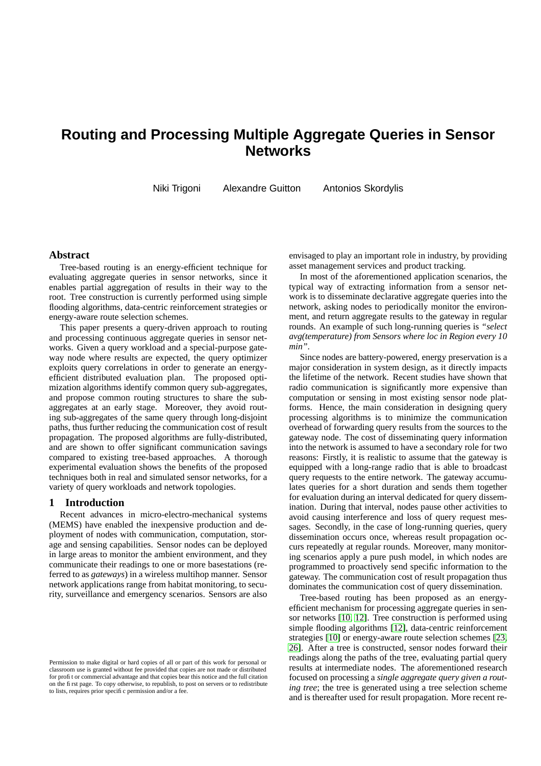# Routing and Processing Multiple Aggregate Queries in Sensor Networks

Niki Trigoni  Alexandre Guitton  Antonios Skordylis

## Abstract

Tree-based routing is an energy-efficient technique for evaluating aggregate queries in sensor networks, since it enables partial aggregation of results in their way to the root. Tree construction is currently performed using simple flooding algorithms, data-centric reinforcement strategies or energy-aware route selection schemes.

This paper presents a query-driven approach to routing and processing continuous aggregate queries in sensor networks. Given a query workload and a special-purpose gateway node where results are expected, the query optimizer exploits query correlations in order to generate an energy-efficient distributed evaluation plan. The proposed optimization algorithms identify common query sub-aggregates, and propose common routing structures to share the sub-aggregates at an early stage. Moreover, they avoid routing sub-aggregates of the same query through long-disjoint paths, thus further reducing the communication cost of result propagation. The proposed algorithms are fully-distributed, and are shown to offer significant communication savings compared to existing tree-based approaches. A thorough experimental evaluation shows the benefits of the proposed techniques both in real and simulated sensor networks, for a variety of query workloads and network topologies.

## 1 Introduction

Recent advances in micro-electro-mechanical systems (MEMS) have enabled the inexpensive production and deployment of nodes with communication, computation, storage and sensing capabilities. Sensor nodes can be deployed in large areas to monitor the ambient environment, and they communicate their readings to one or more basestations (referred to as *gateways*) in a wireless multihop manner. Sensor network applications range from habitat monitoring, to security, surveillance and emergency scenarios. Sensors are also envisaged to play an important role in industry, by providing asset management services and product tracking.

In most of the aforementioned application scenarios, the typical way of extracting information from a sensor network is to disseminate declarative aggregate queries into the network, asking nodes to periodically monitor the environment, and return aggregate results to the gateway in regular rounds. An example of such long-running queries is *"select avg(temperature) from Sensors where loc in Region every 10 min"*.

Since nodes are battery-powered, energy preservation is a major consideration in system design, as it directly impacts the lifetime of the network. Recent studies have shown that radio communication is significantly more expensive than computation or sensing in most existing sensor node platforms. Hence, the main consideration in designing query processing algorithms is to minimize the communication overhead of forwarding query results from the sources to the gateway node. The cost of disseminating query information into the network is assumed to have a secondary role for two reasons: Firstly, it is realistic to assume that the gateway is equipped with a long-range radio that is able to broadcast query requests to the entire network. The gateway accumulates queries for a short duration and sends them together for evaluation during an interval dedicated for query dissemination. During that interval, nodes pause other activities to avoid causing interference and loss of query request messages. Secondly, in the case of long-running queries, query dissemination occurs once, whereas result propagation occurs repeatedly at regular rounds. Moreover, many monitoring scenarios apply a pure push model, in which nodes are programmed to proactively send specific information to the gateway. The communication cost of result propagation thus dominates the communication cost of query dissemination.

Tree-based routing has been proposed as an energy-efficient mechanism for processing aggregate queries in sensor networks [10, 12]. Tree construction is performed using simple flooding algorithms [12], data-centric reinforcement strategies [10] or energy-aware route selection schemes [23, 26]. After a tree is constructed, sensor nodes forward their readings along the paths of the tree, evaluating partial query results at intermediate nodes. The aforementioned research focused on processing a *single aggregate query given a routing tree*; the tree is generated using a tree selection scheme and is thereafter used for result propagation. More recent re-

Permission to make digital or hard copies of all or part of this work for personal or classroom use is granted without fee provided that copies are not made or distributed for profit or commercial advantage and that copies bear this notice and the full citation on the first page. To copy otherwise, to republish, to post on servers or to redistribute to lists, requires prior specific permission and/or a fee.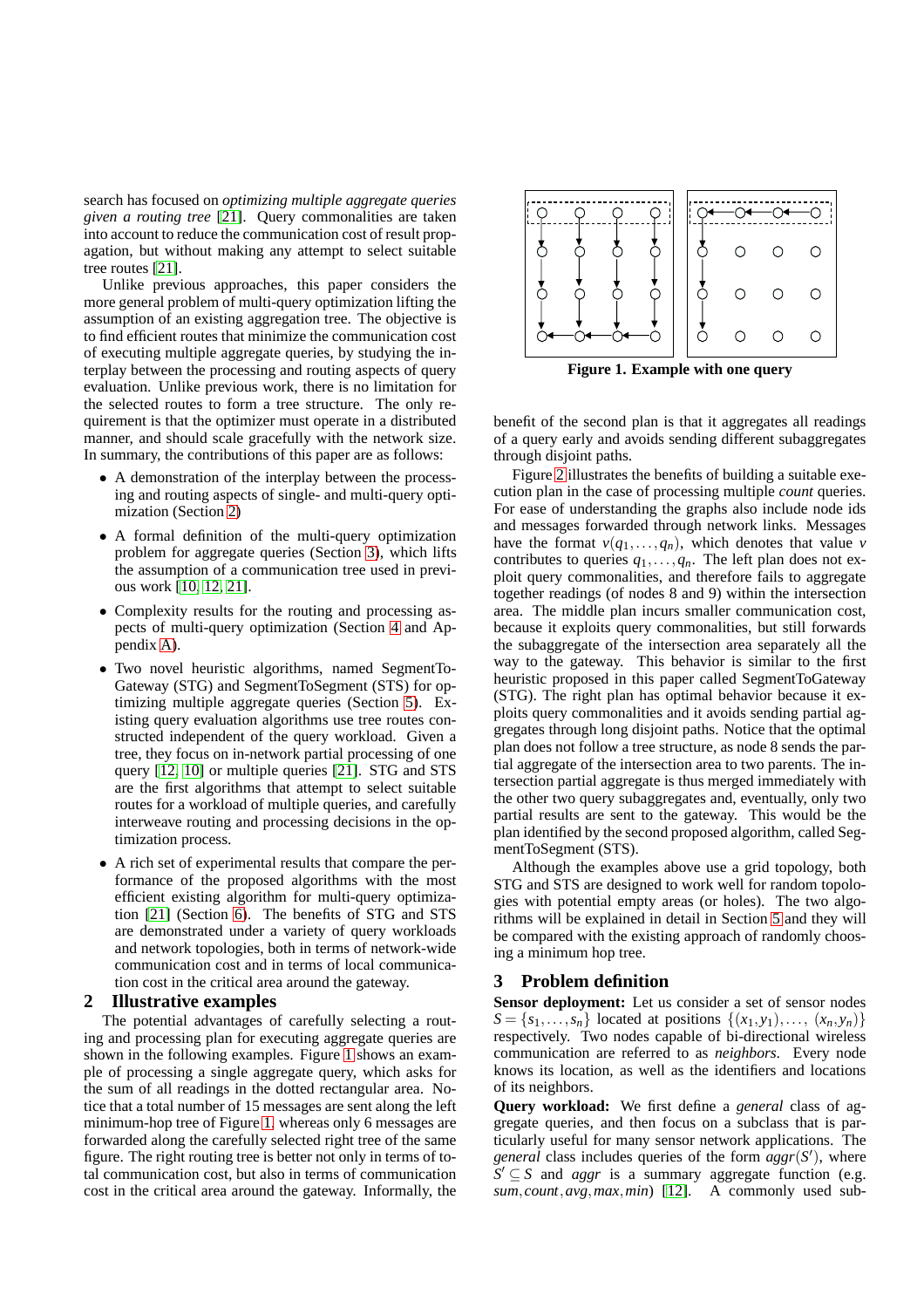search has focused on *optimizing multiple aggregate queries given a routing tree* [21]. Query commonalities are taken into account to reduce the communication cost of result propagation, but without making any attempt to select suitable tree routes [21].

Unlike previous approaches, this paper considers the more general problem of multi-query optimization lifting the assumption of an existing aggregation tree. The objective is to find efficient routes that minimize the communication cost of executing multiple aggregate queries, by studying the interplay between the processing and routing aspects of query evaluation. Unlike previous work, there is no limitation for the selected routes to form a tree structure. The only requirement is that the optimizer must operate in a distributed manner, and should scale gracefully with the network size. In summary, the contributions of this paper are as follows:

- A demonstration of the interplay between the processing and routing aspects of single- and multi-query optimization (Section 2)
- A formal definition of the multi-query optimization problem for aggregate queries (Section 3), which lifts the assumption of a communication tree used in previous work [10, 12, 21].
- Complexity results for the routing and processing aspects of multi-query optimization (Section 4 and Appendix A).
- Two novel heuristic algorithms, named SegmentToGateway (STG) and SegmentToSegment (STS) for optimizing multiple aggregate queries (Section 5). Existing query evaluation algorithms use tree routes constructed independent of the query workload. Given a tree, they focus on in-network partial processing of one query ([12, 10] or multiple queries [21]. STG and STS are the first algorithms that attempt to select suitable routes for a workload of multiple queries, and carefully interweave routing and processing decisions in the optimization process.
- A rich set of experimental results that compare the performance of the proposed algorithms with the most efficient existing algorithm for multi-query optimization [21] (Section 6). The benefits of STG and STS are demonstrated under a variety of query workloads and network topologies, both in terms of network-wide communication cost and in terms of local communication cost in the critical area around the gateway.

## 2 Illustrative examples

The potential advantages of carefully selecting a routing and processing plan for executing aggregate queries are shown in the following examples. Figure 1 shows an example of processing a single aggregate query, which asks for the sum of all readings in the dotted rectangular area. Notice that a total number of 15 messages are sent along the left minimum-hop tree of Figure 1, whereas only 6 messages are forwarded along the carefully selected right tree of the same figure. The right routing tree is better not only in terms of total communication cost, but also in terms of communication cost in the critical area around the gateway. Informally, the benefit of the second plan is that it aggregates all readings of a query early and avoids sending different subaggregates through disjoint paths.

**Figure 1. Example with one query**

Figure 2 illustrates the benefits of building a suitable execution plan in the case of processing multiple *count* queries. For ease of understanding the graphs also include node ids and messages forwarded through network links. Messages have the format $v(q_1,\ldots,q_n)$, which denotes that value $v$ contributes to queries $q_1,\ldots,q_n$. The left plan does not exploit query commonalities, and therefore fails to aggregate together readings (of nodes 8 and 9) within the intersection area. The middle plan incurs smaller communication cost, because it exploits query commonalities, but still forwards the subaggregate of the intersection area separately all the way to the gateway. This behavior is similar to the first heuristic proposed in this paper called SegmentToGateway (STG). The right plan has optimal behavior because it exploits query commonalities and it avoids sending partial aggregates through long disjoint paths. Notice that the optimal plan does not follow a tree structure, as node 8 sends the partial aggregate of the intersection area to two parents. The intersection partial aggregate is thus merged immediately with the other two query subaggregates and, eventually, only two partial results are sent to the gateway. This would be the plan identified by the second proposed algorithm, called SegmentToSegment (STS).

Although the examples above use a grid topology, both STG and STS are designed to work well for random topologies with potential empty areas (or holes). The two algorithms will be explained in detail in Section 5 and they will be compared with the existing approach of randomly choosing a minimum hop tree.

## 3 Problem definition

**Sensor deployment:** Let us consider a set of sensor nodes $S = \{s_1,\ldots,s_n\}$ located at positions $\{(x_1,y_1),\ldots,(x_n,y_n)\}$ respectively. Two nodes capable of bi-directional wireless communication are referred to as *neighbors*. Every node knows its location, as well as the identifiers and locations of its neighbors.

**Query workload:** We first define a *general* class of aggregate queries, and then focus on a subclass that is particularly useful for many sensor network applications. The *general* class includes queries of the form $aggr(S')$, where $S' \subseteq S$ and $aggr$ is a summary aggregate function (e.g. $sum, count, avg, max, min$) [12]. A commonly used sub-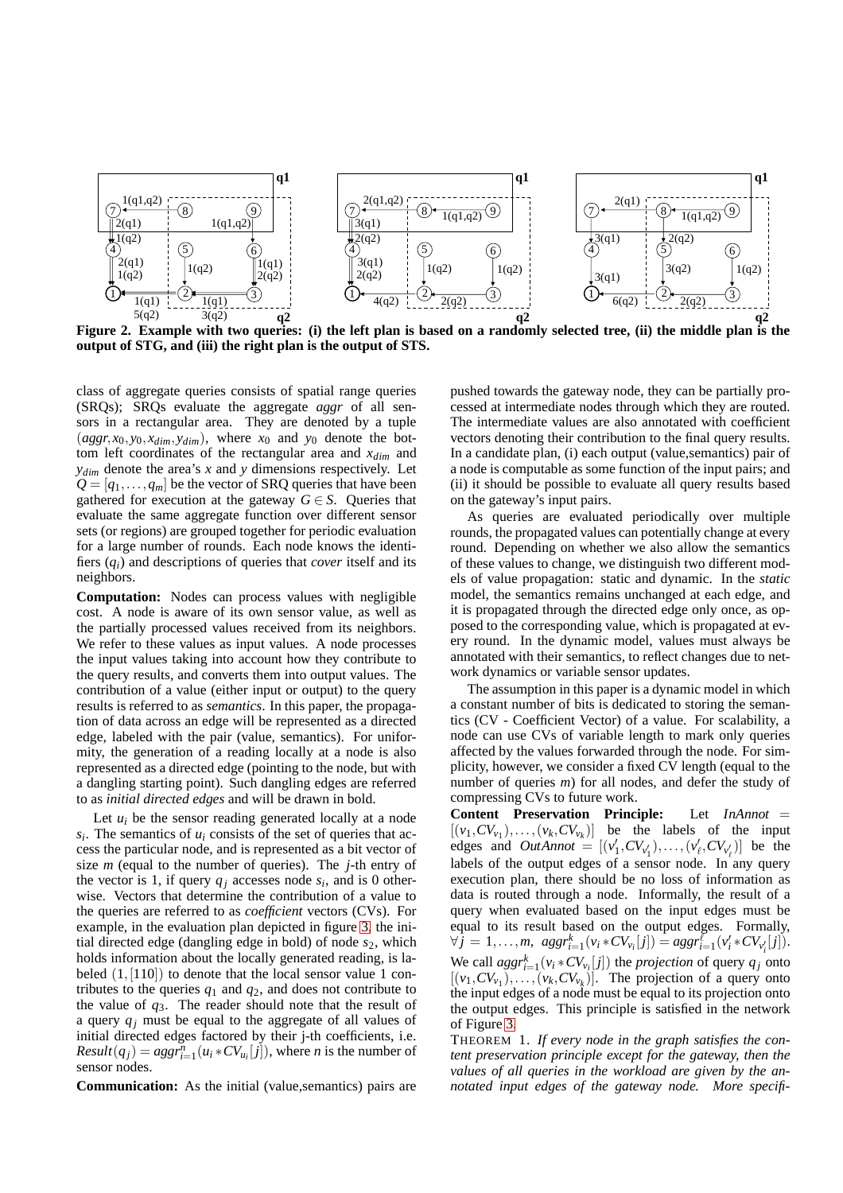**Figure 2. Example with two queries: (i) the left plan is based on a randomly selected tree, (ii) the middle plan is the output of STG, and (iii) the right plan is the output of STS.**

class of aggregate queries consists of spatial range queries (SRQs); SRQs evaluate the aggregate *aggr* of all sensors in a rectangular area. They are denoted by a tuple $(aggr, x_0, y_0, x_{dim}, y_{dim})$, where $x_0$ and $y_0$ denote the bottom left coordinates of the rectangular area and $x_{dim}$ and $y_{dim}$ denote the area's $x$ and $y$ dimensions respectively. Let $Q = [q_1, \ldots, q_m]$ be the vector of SRQ queries that have been gathered for execution at the gateway $G \in S$. Queries that evaluate the same aggregate function over different sensor sets (or regions) are grouped together for periodic evaluation for a large number of rounds. Each node knows the identifiers ($q_i$) and descriptions of queries that *cover* itself and its neighbors.

**Computation:** Nodes can process values with negligible cost. A node is aware of its own sensor value, as well as the partially processed values received from its neighbors. We refer to these values as input values. A node processes the input values taking into account how they contribute to the query results, and converts them into output values. The contribution of a value (either input or output) to the query results is referred to as *semantics*. In this paper, the propagation of data across an edge will be represented as a directed edge, labeled with the pair (value, semantics). For uniformity, the generation of a reading locally at a node is also represented as a directed edge (pointing to the node, but with a dangling starting point). Such dangling edges are referred to as *initial directed edges* and will be drawn in bold.

Let $u_i$ be the sensor reading generated locally at a node $s_i$. The semantics of $u_i$ consists of the set of queries that access the particular node, and is represented as a bit vector of size $m$ (equal to the number of queries). The $j$-th entry of the vector is 1, if query $q_j$ accesses node $s_i$, and is 0 otherwise. Vectors that determine the contribution of a value to the queries are referred to as *coefficient* vectors (CVs). For example, in the evaluation plan depicted in figure 3, the initial directed edge (dangling edge in bold) of node $s_2$, which holds information about the locally generated reading, is labeled $(1, [110])$ to denote that the local sensor value 1 contributes to the queries $q_1$ and $q_2$, and does not contribute to the value of $q_3$. The reader should note that the result of a query $q_j$ must be equal to the aggregate of all values of initial directed edges factored by their j-th coefficients, i.e. $Result(q_j) = aggr_{i=1}^{n}(u_i * CV_{u_i}[j])$, where $n$ is the number of sensor nodes.

**Communication:** As the initial (value,semantics) pairs are pushed towards the gateway node, they can be partially processed at intermediate nodes through which they are routed. The intermediate values are also annotated with coefficient vectors denoting their contribution to the final query results. In a candidate plan, (i) each output (value,semantics) pair of a node is computable as some function of the input pairs; and (ii) it should be possible to evaluate all query results based on the gateway's input pairs.

As queries are evaluated periodically over multiple rounds, the propagated values can potentially change at every round. Depending on whether we also allow the semantics of these values to change, we distinguish two different models of value propagation: static and dynamic. In the *static* model, the semantics remains unchanged at each edge, and it is propagated through the directed edge only once, as opposed to the corresponding value, which is propagated at every round. In the dynamic model, values must always be annotated with their semantics, to reflect changes due to network dynamics or variable sensor updates.

The assumption in this paper is a dynamic model in which a constant number of bits is dedicated to storing the semantics (CV - Coefficient Vector) of a value. For scalability, a node can use CVs of variable length to mark only queries affected by the values forwarded through the node. For simplicity, however, we consider a fixed CV length (equal to the number of queries $m$) for all nodes, and defer the study of compressing CVs to future work.

**Content Preservation Principle:** Let $InAnnot = [(v_1, CV_{v_1}), \ldots, (v_k, CV_{v_k})]$ be the labels of the input edges and $OutAnnot = [(v'_1, CV_{v'_1}), \ldots, (v'_\ell, CV_{v'_\ell})]$ be the labels of the output edges of a sensor node. In any query execution plan, there should be no loss of information as data is routed through a node. Informally, the result of a query when evaluated based on the input edges must be equal to its result based on the output edges. Formally, $\forall j = 1, \ldots, m,\ aggr_{i=1}^{k}(v_i * CV_{v_i}[j]) = aggr_{i=1}^{\ell}(v'_i * CV_{v'_i}[j])$. We call $aggr_{i=1}^{k}(v_i * CV_{v_i}[j])$ the *projection* of query $q_j$ onto $[(v_1, CV_{v_1}), \ldots, (v_k, CV_{v_k})]$. The projection of a query onto the input edges of a node must be equal to its projection onto the output edges. This principle is satisfied in the network of Figure 3.

THEOREM 1. *If every node in the graph satisfies the content preservation principle except for the gateway, then the values of all queries in the workload are given by the annotated input edges of the gateway node. More specifi-*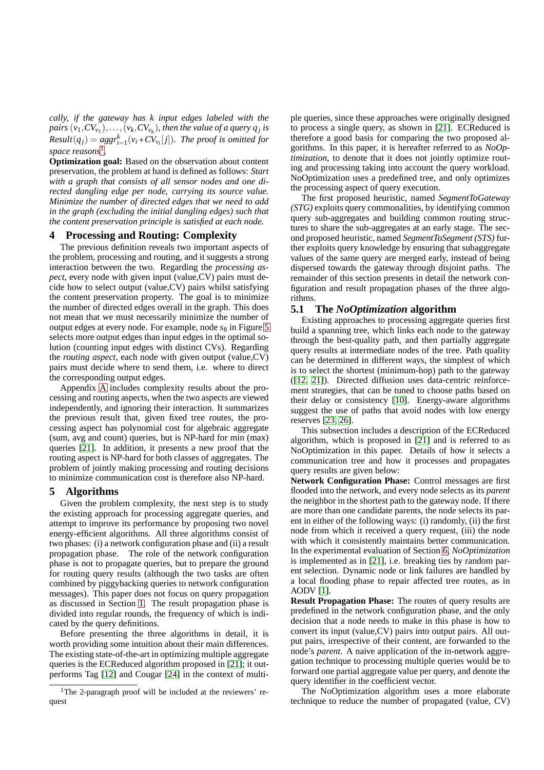*cally, if the gateway has k input edges labeled with the pairs $(v_1, CV_{v_1}), \ldots, (v_k, CV_{v_k})$, then the value of a query $q_j$ is $Result(q_j) = aggr_{i=1}^{k}(v_i * CV_{v_i}[j])$. The proof is omitted for space reasons*[1]*.*

**Optimization goal:** Based on the observation about content preservation, the problem at hand is defined as follows: *Start with a graph that consists of all sensor nodes and one directed dangling edge per node, carrying its source value. Minimize the number of directed edges that we need to add in the graph (excluding the initial dangling edges) such that the content preservation principle is satisfied at each node.*

## 4 Processing and Routing: Complexity

The previous definition reveals two important aspects of the problem, processing and routing, and it suggests a strong interaction between the two. Regarding the *processing aspect*, every node with given input (value,CV) pairs must decide how to select output (value,CV) pairs whilst satisfying the content preservation property. The goal is to minimize the number of directed edges overall in the graph. This does not mean that we must necessarily minimize the number of output edges at every node. For example, node $s_8$ in Figure 5 selects more output edges than input edges in the optimal solution (counting input edges with distinct CVs). Regarding the *routing aspect*, each node with given output (value,CV) pairs must decide where to send them, i.e. where to direct the corresponding output edges.

Appendix A includes complexity results about the processing and routing aspects, when the two aspects are viewed independently, and ignoring their interaction. It summarizes the previous result that, given fixed tree routes, the processing aspect has polynomial cost for algebraic aggregate (sum, avg and count) queries, but is NP-hard for min (max) queries [21]. In addition, it presents a new proof that the routing aspect is NP-hard for both classes of aggregates. The problem of jointly making processing and routing decisions to minimize communication cost is therefore also NP-hard.

## 5 Algorithms

Given the problem complexity, the next step is to study the existing approach for processing aggregate queries, and attempt to improve its performance by proposing two novel energy-efficient algorithms. All three algorithms consist of two phases: (i) a network configuration phase and (ii) a result propagation phase. The role of the network configuration phase is not to propagate queries, but to prepare the ground for routing query results (although the two tasks are often combined by piggybacking queries to network configuration messages). This paper does not focus on query propagation as discussed in Section 1. The result propagation phase is divided into regular rounds, the frequency of which is indicated by the query definitions.

Before presenting the three algorithms in detail, it is worth providing some intuition about their main differences. The existing state-of-the-art in optimizing multiple aggregate queries is the ECReduced algorithm proposed in [21]; it outperforms Tag [12] and Cougar [24] in the context of multiple queries, since these approaches were originally designed to process a single query, as shown in [21]. ECReduced is therefore a good basis for comparing the two proposed algorithms. In this paper, it is hereafter referred to as *NoOptimization*, to denote that it does not jointly optimize routing and processing taking into account the query workload. NoOptimization uses a predefined tree, and only optimizes the processing aspect of query execution.

The first proposed heuristic, named *SegmentToGateway (STG)* exploits query commonalities, by identifying common query sub-aggregates and building common routing structures to share the sub-aggregates at an early stage. The second proposed heuristic, named *SegmentToSegment (STS)* further exploits query knowledge by ensuring that subaggregate values of the same query are merged early, instead of being dispersed towards the gateway through disjoint paths. The remainder of this section presents in detail the network configuration and result propagation phases of the three algorithms.

### 5.1 The *NoOptimization* algorithm

Existing approaches to processing aggregate queries first build a spanning tree, which links each node to the gateway through the best-quality path, and then partially aggregate query results at intermediate nodes of the tree. Path quality can be determined in different ways, the simplest of which is to select the shortest (minimum-hop) path to the gateway ([12, 21]). Directed diffusion uses data-centric reinforcement strategies, that can be tuned to choose paths based on their delay or consistency [10]. Energy-aware algorithms suggest the use of paths that avoid nodes with low energy reserves [23, 26].

This subsection includes a description of the ECReduced algorithm, which is proposed in [21] and is referred to as NoOptimization in this paper. Details of how it selects a communication tree and how it processes and propagates query results are given below:

**Network Configuration Phase:** Control messages are first flooded into the network, and every node selects as its *parent* the neighbor in the shortest path to the gateway node. If there are more than one candidate parents, the node selects its parent in either of the following ways: (i) randomly, (ii) the first node from which it received a query request, (iii) the node with which it consistently maintains better communication. In the experimental evaluation of Section 6, *NoOptimization* is implemented as in [21], i.e. breaking ties by random parent selection. Dynamic node or link failures are handled by a local flooding phase to repair affected tree routes, as in AODV [1].

**Result Propagation Phase:** The routes of query results are predefined in the network configuration phase, and the only decision that a node needs to make in this phase is how to convert its input (value,CV) pairs into output pairs. All output pairs, irrespective of their content, are forwarded to the node's *parent*. A naive application of the in-network aggregation technique to processing multiple queries would be to forward one partial aggregate value per query, and denote the query identifier in the coefficient vector.

The NoOptimization algorithm uses a more elaborate technique to reduce the number of propagated (value, CV)

[1]The 2-paragraph proof will be included at the reviewers' request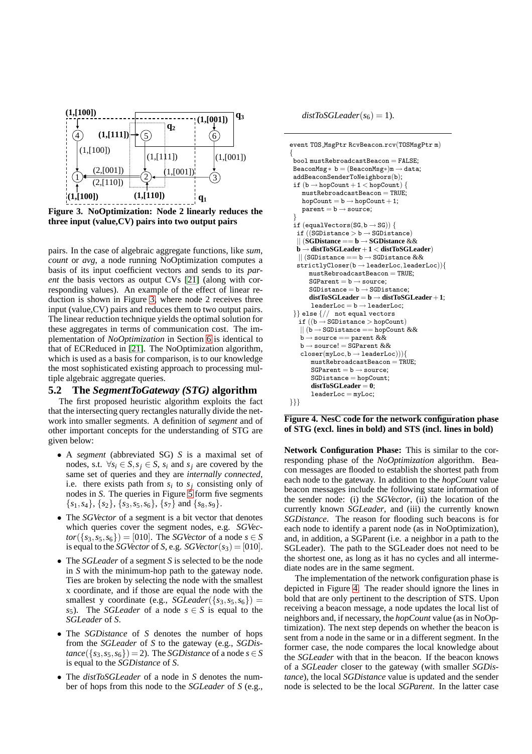Figure 3. NoOptimization: Node 2 linearly reduces the three input (value,CV) pairs into two output pairs

pairs. In the case of algebraic aggregate functions, like *sum*, *count* or *avg*, a node running NoOptimization computes a basis of its input coefficient vectors and sends to its *parent* the basis vectors as output CVs [21] (along with corresponding values). An example of the effect of linear reduction is shown in Figure 3, where node 2 receives three input (value,CV) pairs and reduces them to two output pairs. The linear reduction technique yields the optimal solution for these aggregates in terms of communication cost. The implementation of *NoOptimization* in Section 6 is identical to that of ECReduced in [21]. The NoOptimization algorithm, which is used as a basis for comparison, is to our knowledge the most sophisticated existing approach to processing multiple algebraic aggregate queries.

## 5.2 The *SegmentToGateway (STG)* algorithm

The first proposed heuristic algorithm exploits the fact that the intersecting query rectangles naturally divide the network into smaller segments. A definition of *segment* and of other important concepts for the understanding of STG are given below:

- A *segment* (abbreviated SG) $S$ is a maximal set of nodes, s.t. $\forall s_i \in S, s_j \in S$, $s_i$ and $s_j$ are covered by the same set of queries and they are *internally connected*, i.e. there exists path from $s_i$ to $s_j$ consisting only of nodes in $S$. The queries in Figure 5 form five segments $\{s_1, s_4\}$, $\{s_2\}$, $\{s_3, s_5, s_6\}$, $\{s_7\}$ and $\{s_8, s_9\}$.
- The *SGVector* of a segment is a bit vector that denotes which queries cover the segment nodes, e.g. *SGVector*$(\{s_3, s_5, s_6\}) = [010]$. The *SGVector* of a node $s \in S$ is equal to the *SGVector* of $S$, e.g. *SGVector*$(s_3) = [010]$.
- The *SGLeader* of a segment $S$ is selected to be the node in $S$ with the minimum-hop path to the gateway node. Ties are broken by selecting the node with the smallest x coordinate, and if those are equal the node with the smallest y coordinate (e.g., *SGLeader*$(\{s_3, s_5, s_6\}) = s_5$). The *SGLeader* of a node $s \in S$ is equal to the *SGLeader* of $S$.
- The *SGDistance* of $S$ denotes the number of hops from the *SGLeader* of $S$ to the gateway (e.g., *SGDistance*$(\{s_3, s_5, s_6\}) = 2$). The *SGDistance* of a node $s \in S$ is equal to the *SGDistance* of $S$.
- The *distToSGLeader* of a node in $S$ denotes the number of hops from this node to the *SGLeader* of $S$ (e.g., *distToSGLeader*$(s_6) = 1$).

```
event TOS_MsgPtr RcvBeacon.rcv(TOSMsgPtr m)
{
 bool mustRebroadcastBeacon = FALSE;
 BeaconMsg* b = (BeaconMsg*)m → data;
 addBeaconSenderToNeighbors(b);
 if (b → hopCount + 1 < hopCount) {
    mustRebroadcastBeacon = TRUE;
    hopCount = b → hopCount + 1;
    parent = b → source;
 }
 if (equalVectors(SG, b → SG)) {
  if ((SGDistance > b → SGDistance)
   || (SGDistance == b → SGDistance &&
   b → distToSGLeader + 1 < distToSGLeader)
   || (SGDistance == b → SGDistance &&
  strictlyCloser(b → leaderLoc, leaderLoc)){
      mustRebroadcastBeacon = TRUE;
      SGParent = b → source;
      SGDistance = b → SGDistance;
      distToSGLeader = b → distToSGLeader + 1;
       leaderLoc = b → leaderLoc;
 }} else {// not equal vectors
   if ((b → SGDistance > hopCount)
    || (b → SGDistance == hopCount &&
    b → source == parent &&
    b → source! = SGParent &&
    closer(myLoc, b → leaderLoc))){
       mustRebroadcastBeacon = TRUE;
       SGParent = b → source;
       SGDistance = hopCount;
       distToSGLeader = 0;
       leaderLoc = myLoc;
}}}
```

Figure 4. NesC code for the network configuration phase of STG (excl. lines in bold) and STS (incl. lines in bold)

**Network Configuration Phase:** This is similar to the corresponding phase of the *NoOptimization* algorithm. Beacon messages are flooded to establish the shortest path from each node to the gateway. In addition to the *hopCount* value beacon messages include the following state information of the sender node: (i) the *SGVector*, (ii) the location of the currently known *SGLeader*, and (iii) the currently known *SGDistance*. The reason for flooding such beacons is for each node to identify a parent node (as in NoOptimization), and, in addition, a SGParent (i.e. a neighbor in a path to the SGLeader). The path to the SGLeader does not need to be the shortest one, as long as it has no cycles and all intermediate nodes are in the same segment.

The implementation of the network configuration phase is depicted in Figure 4. The reader should ignore the lines in bold that are only pertinent to the description of STS. Upon receiving a beacon message, a node updates the local list of neighbors and, if necessary, the *hopCount* value (as in NoOptimization). The next step depends on whether the beacon is sent from a node in the same or in a different segment. In the former case, the node compares the local knowledge about the *SGLeader* with that in the beacon. If the beacon knows of a *SGLeader* closer to the gateway (with smaller *SGDistance*), the local *SGDistance* value is updated and the sender node is selected to be the local *SGParent*. In the latter case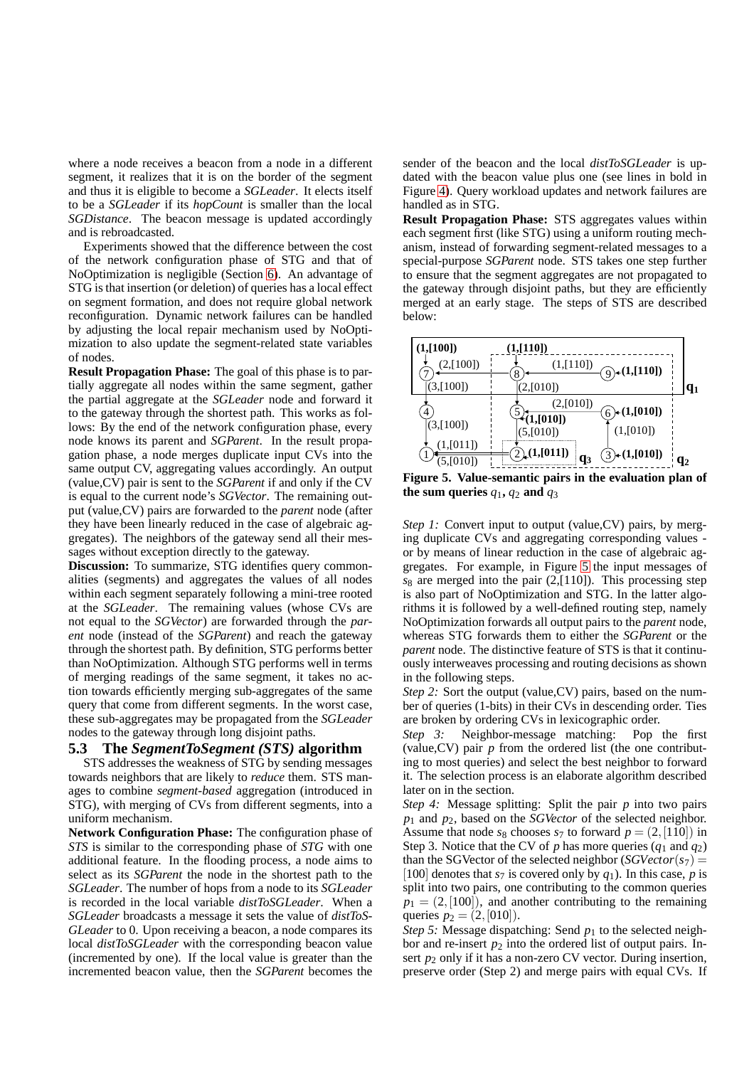where a node receives a beacon from a node in a different segment, it realizes that it is on the border of the segment and thus it is eligible to become a *SGLeader*. It elects itself to be a *SGLeader* if its *hopCount* is smaller than the local *SGDistance*. The beacon message is updated accordingly and is rebroadcasted.

Experiments showed that the difference between the cost of the network configuration phase of STG and that of NoOptimization is negligible (Section 6). An advantage of STG is that insertion (or deletion) of queries has a local effect on segment formation, and does not require global network reconfiguration. Dynamic network failures can be handled by adjusting the local repair mechanism used by NoOptimization to also update the segment-related state variables of nodes.

**Result Propagation Phase:** The goal of this phase is to partially aggregate all nodes within the same segment, gather the partial aggregate at the *SGLeader* node and forward it to the gateway through the shortest path. This works as follows: By the end of the network configuration phase, every node knows its parent and *SGParent*. In the result propagation phase, a node merges duplicate input CVs into the same output CV, aggregating values accordingly. An output (value,CV) pair is sent to the *SGParent* if and only if the CV is equal to the current node's *SGVector*. The remaining output (value,CV) pairs are forwarded to the *parent* node (after they have been linearly reduced in the case of algebraic aggregates). The neighbors of the gateway send all their messages without exception directly to the gateway.

**Discussion:** To summarize, STG identifies query commonalities (segments) and aggregates the values of all nodes within each segment separately following a mini-tree rooted at the *SGLeader*. The remaining values (whose CVs are not equal to the *SGVector*) are forwarded through the *parent* node (instead of the *SGParent*) and reach the gateway through the shortest path. By definition, STG performs better than NoOptimization. Although STG performs well in terms of merging readings of the same segment, it takes no action towards efficiently merging sub-aggregates of the same query that come from different segments. In the worst case, these sub-aggregates may be propagated from the *SGLeader* nodes to the gateway through long disjoint paths.

### 5.3 The *SegmentToSegment (STS)* algorithm

STS addresses the weakness of STG by sending messages towards neighbors that are likely to *reduce* them. STS manages to combine *segment-based* aggregation (introduced in STG), with merging of CVs from different segments, into a uniform mechanism.

**Network Configuration Phase:** The configuration phase of *STS* is similar to the corresponding phase of *STG* with one additional feature. In the flooding process, a node aims to select as its *SGParent* the node in the shortest path to the *SGLeader*. The number of hops from a node to its *SGLeader* is recorded in the local variable *distToSGLeader*. When a *SGLeader* broadcasts a message it sets the value of *distToSGLeader* to 0. Upon receiving a beacon, a node compares its local *distToSGLeader* with the corresponding beacon value (incremented by one). If the local value is greater than the incremented beacon value, then the *SGParent* becomes the sender of the beacon and the local *distToSGLeader* is updated with the beacon value plus one (see lines in bold in Figure 4). Query workload updates and network failures are handled as in STG.

**Result Propagation Phase:** STS aggregates values within each segment first (like STG) using a uniform routing mechanism, instead of forwarding segment-related messages to a special-purpose *SGParent* node. STS takes one step further to ensure that the segment aggregates are not propagated to the gateway through disjoint paths, but they are efficiently merged at an early stage. The steps of STS are described below:

**Figure 5. Value-semantic pairs in the evaluation plan of the sum queries $q_1$, $q_2$ and $q_3$**

*Step 1:* Convert input to output (value,CV) pairs, by merging duplicate CVs and aggregating corresponding values - or by means of linear reduction in the case of algebraic aggregates. For example, in Figure 5 the input messages of $s_8$ are merged into the pair (2,[110]). This processing step is also part of NoOptimization and STG. In the latter algorithms it is followed by a well-defined routing step, namely NoOptimization forwards all output pairs to the *parent* node, whereas STG forwards them to either the *SGParent* or the *parent* node. The distinctive feature of STS is that it continuously interweaves processing and routing decisions as shown in the following steps.

*Step 2:* Sort the output (value,CV) pairs, based on the number of queries (1-bits) in their CVs in descending order. Ties are broken by ordering CVs in lexicographic order.

*Step 3:* Neighbor-message matching: Pop the first (value,CV) pair $p$ from the ordered list (the one contributing to most queries) and select the best neighbor to forward it. The selection process is an elaborate algorithm described later on in the section.

*Step 4:* Message splitting: Split the pair $p$ into two pairs $p_1$ and $p_2$, based on the *SGVector* of the selected neighbor. Assume that node $s_8$ chooses $s_7$ to forward $p = (2,[110])$ in Step 3. Notice that the CV of $p$ has more queries ($q_1$ and $q_2$) than the SGVector of the selected neighbor ($SGVector(s_7) = [100]$ denotes that $s_7$ is covered only by $q_1$). In this case, $p$ is split into two pairs, one contributing to the common queries $p_1 = (2,[100])$, and another contributing to the remaining queries $p_2 = (2,[010])$.

*Step 5:* Message dispatching: Send $p_1$ to the selected neighbor and re-insert $p_2$ into the ordered list of output pairs. Insert $p_2$ only if it has a non-zero CV vector. During insertion, preserve order (Step 2) and merge pairs with equal CVs. If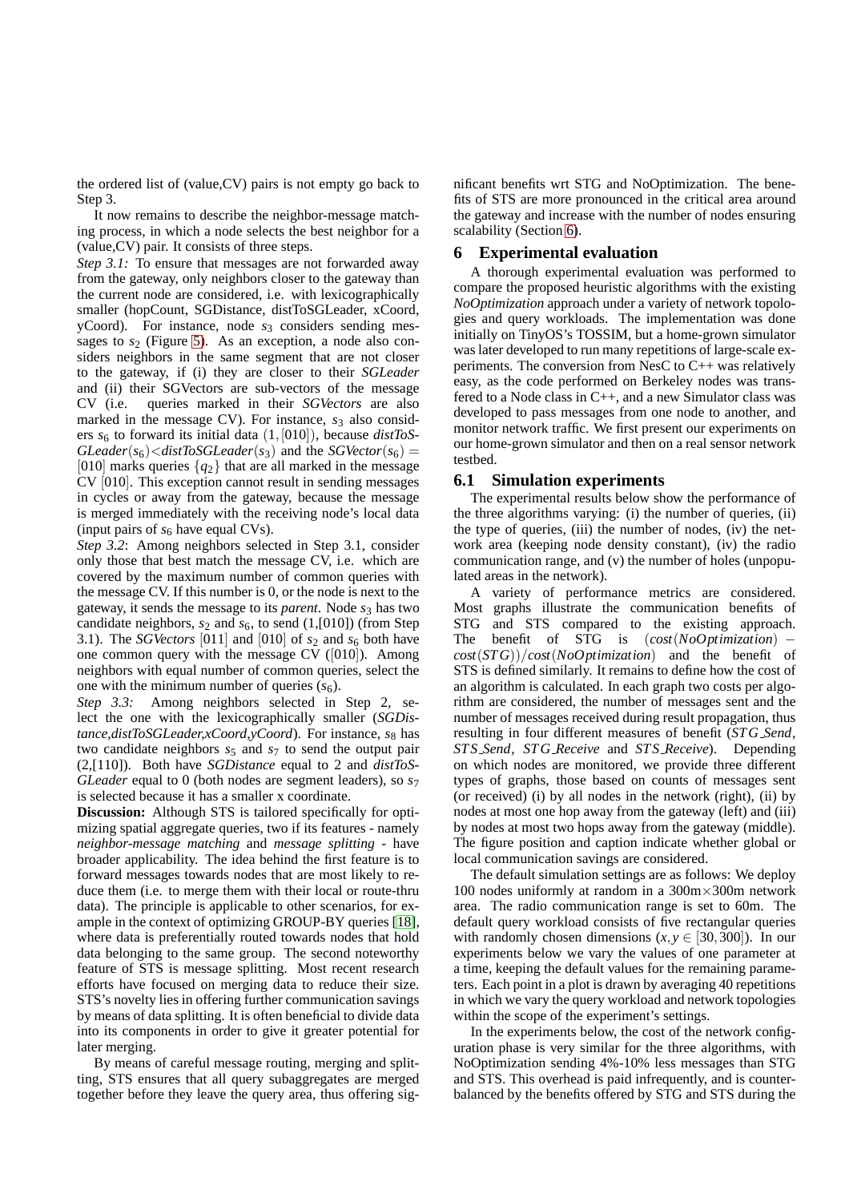the ordered list of (value,CV) pairs is not empty go back to Step 3.

It now remains to describe the neighbor-message matching process, in which a node selects the best neighbor for a (value,CV) pair. It consists of three steps.

*Step 3.1:* To ensure that messages are not forwarded away from the gateway, only neighbors closer to the gateway than the current node are considered, i.e. with lexicographically smaller (hopCount, SGDistance, distToSGLeader, xCoord, yCoord). For instance, node $s_3$ considers sending messages to $s_2$ (Figure 5). As an exception, a node also considers neighbors in the same segment that are not closer to the gateway, if (i) they are closer to their *SGLeader* and (ii) their SGVectors are sub-vectors of the message CV (i.e. queries marked in their *SGVectors* are also marked in the message CV). For instance, $s_3$ also considers $s_6$ to forward its initial data $(1,[010])$, because $distToSGLeader(s_6) < distToSGLeader(s_3)$ and the $SGVector(s_6) = [010]$ marks queries $\{q_2\}$ that are all marked in the message CV $[010]$. This exception cannot result in sending messages in cycles or away from the gateway, because the message is merged immediately with the receiving node's local data (input pairs of $s_6$ have equal CVs).

*Step 3.2*: Among neighbors selected in Step 3.1, consider only those that best match the message CV, i.e. which are covered by the maximum number of common queries with the message CV. If this number is 0, or the node is next to the gateway, it sends the message to its *parent*. Node $s_3$ has two candidate neighbors, $s_2$ and $s_6$, to send (1,[010]) (from Step 3.1). The *SGVectors* [011] and [010] of $s_2$ and $s_6$ both have one common query with the message CV ([010]). Among neighbors with equal number of common queries, select the one with the minimum number of queries ($s_6$).

*Step 3.3:* Among neighbors selected in Step 2, select the one with the lexicographically smaller (*SGDistance,distToSGLeader,xCoord,yCoord*). For instance, $s_8$ has two candidate neighbors $s_5$ and $s_7$ to send the output pair (2,[110]). Both have *SGDistance* equal to 2 and *distToSGLeader* equal to 0 (both nodes are segment leaders), so $s_7$ is selected because it has a smaller x coordinate.

**Discussion:** Although STS is tailored specifically for optimizing spatial aggregate queries, two if its features - namely *neighbor-message matching* and *message splitting* - have broader applicability. The idea behind the first feature is to forward messages towards nodes that are most likely to reduce them (i.e. to merge them with their local or route-thru data). The principle is applicable to other scenarios, for example in the context of optimizing GROUP-BY queries [18], where data is preferentially routed towards nodes that hold data belonging to the same group. The second noteworthy feature of STS is message splitting. Most recent research efforts have focused on merging data to reduce their size. STS's novelty lies in offering further communication savings by means of data splitting. It is often beneficial to divide data into its components in order to give it greater potential for later merging.

By means of careful message routing, merging and splitting, STS ensures that all query subaggregates are merged together before they leave the query area, thus offering significant benefits wrt STG and NoOptimization. The benefits of STS are more pronounced in the critical area around the gateway and increase with the number of nodes ensuring scalability (Section 6).

## 6 Experimental evaluation

A thorough experimental evaluation was performed to compare the proposed heuristic algorithms with the existing *NoOptimization* approach under a variety of network topologies and query workloads. The implementation was done initially on TinyOS's TOSSIM, but a home-grown simulator was later developed to run many repetitions of large-scale experiments. The conversion from NesC to C++ was relatively easy, as the code performed on Berkeley nodes was transfered to a Node class in C++, and a new Simulator class was developed to pass messages from one node to another, and monitor network traffic. We first present our experiments on our home-grown simulator and then on a real sensor network testbed.

### 6.1 Simulation experiments

The experimental results below show the performance of the three algorithms varying: (i) the number of queries, (ii) the type of queries, (iii) the number of nodes, (iv) the network area (keeping node density constant), (iv) the radio communication range, and (v) the number of holes (unpopulated areas in the network).

A variety of performance metrics are considered. Most graphs illustrate the communication benefits of STG and STS compared to the existing approach. The benefit of STG is $(cost(NoOptimization) - cost(STG))/cost(NoOptimization)$ and the benefit of STS is defined similarly. It remains to define how the cost of an algorithm is calculated. In each graph two costs per algorithm are considered, the number of messages sent and the number of messages received during result propagation, thus resulting in four different measures of benefit ($STG\_Send$, $STS\_Send$, $STG\_Receive$ and $STS\_Receive$). Depending on which nodes are monitored, we provide three different types of graphs, those based on counts of messages sent (or received) (i) by all nodes in the network (right), (ii) by nodes at most one hop away from the gateway (left) and (iii) by nodes at most two hops away from the gateway (middle). The figure position and caption indicate whether global or local communication savings are considered.

The default simulation settings are as follows: We deploy 100 nodes uniformly at random in a 300m×300m network area. The radio communication range is set to 60m. The default query workload consists of five rectangular queries with randomly chosen dimensions ($x, y \in [30, 300]$). In our experiments below we vary the values of one parameter at a time, keeping the default values for the remaining parameters. Each point in a plot is drawn by averaging 40 repetitions in which we vary the query workload and network topologies within the scope of the experiment's settings.

In the experiments below, the cost of the network configuration phase is very similar for the three algorithms, with NoOptimization sending 4%-10% less messages than STG and STS. This overhead is paid infrequently, and is counterbalanced by the benefits offered by STG and STS during the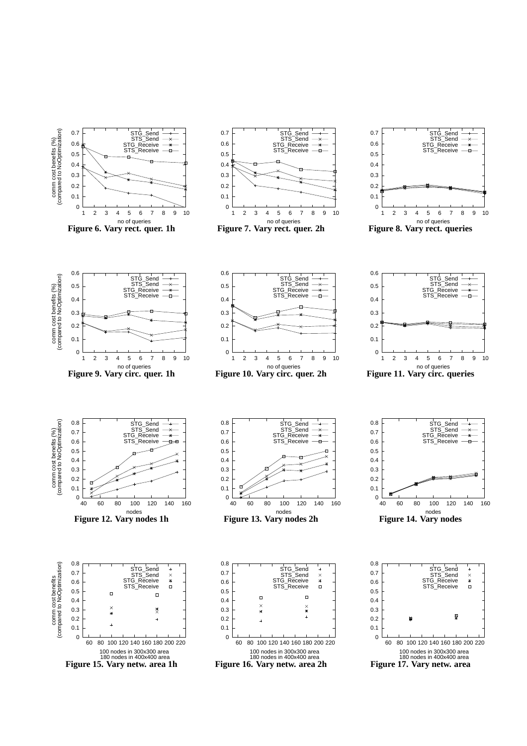**Figure 6. Vary rect. quer. 1h**

**Figure 7. Vary rect. quer. 2h**

**Figure 8. Vary rect. queries**

**Figure 9. Vary circ. quer. 1h**

**Figure 10. Vary circ. quer. 2h**

**Figure 11. Vary circ. queries**

**Figure 12. Vary nodes 1h**

**Figure 13. Vary nodes 2h**

**Figure 14. Vary nodes**

**Figure 15. Vary netw. area 1h**

**Figure 16. Vary netw. area 2h**

**Figure 17. Vary netw. area**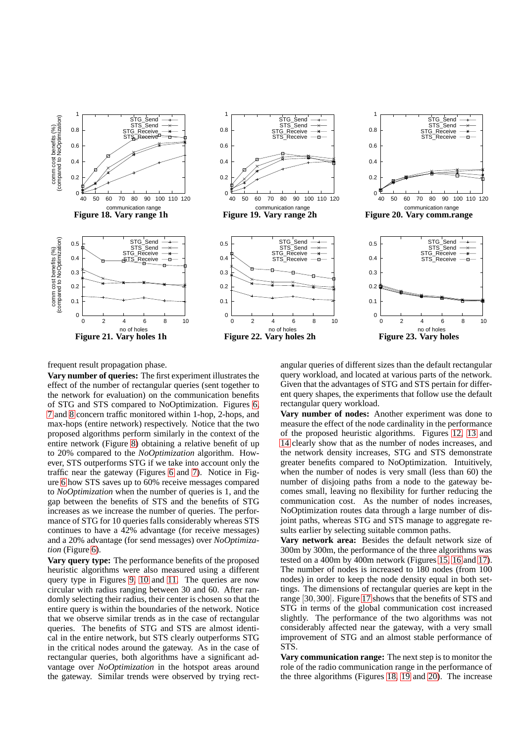Figure 18. Vary range 1h

Figure 19. Vary range 2h

Figure 20. Vary comm.range

Figure 21. Vary holes 1h

Figure 22. Vary holes 2h

Figure 23. Vary holes

frequent result propagation phase.

**Vary number of queries:** The first experiment illustrates the effect of the number of rectangular queries (sent together to the network for evaluation) on the communication benefits of STG and STS compared to NoOptimization. Figures 6, 7 and 8 concern traffic monitored within 1-hop, 2-hops, and max-hops (entire network) respectively. Notice that the two proposed algorithms perform similarly in the context of the entire network (Figure 8) obtaining a relative benefit of up to 20% compared to the *NoOptimization* algorithm. However, STS outperforms STG if we take into account only the traffic near the gateway (Figures 6 and 7). Notice in Figure 6 how STS saves up to 60% receive messages compared to *NoOptimization* when the number of queries is 1, and the gap between the benefits of STS and the benefits of STG increases as we increase the number of queries. The performance of STG for 10 queries falls considerably whereas STS continues to have a 42% advantage (for receive messages) and a 20% advantage (for send messages) over *NoOptimization* (Figure 6).

**Vary query type:** The performance benefits of the proposed heuristic algorithms were also measured using a different query type in Figures 9, 10 and 11. The queries are now circular with radius ranging between 30 and 60. After randomly selecting their radius, their center is chosen so that the entire query is within the boundaries of the network. Notice that we observe similar trends as in the case of rectangular queries. The benefits of STG and STS are almost identical in the entire network, but STS clearly outperforms STG in the critical nodes around the gateway. As in the case of rectangular queries, both algorithms have a significant advantage over *NoOptimization* in the hotspot areas around the gateway. Similar trends were observed by trying rectangular queries of different sizes than the default rectangular query workload, and located at various parts of the network. Given that the advantages of STG and STS pertain for different query shapes, the experiments that follow use the default rectangular query workload.

**Vary number of nodes:** Another experiment was done to measure the effect of the node cardinality in the performance of the proposed heuristic algorithms. Figures 12, 13 and 14 clearly show that as the number of nodes increases, and the network density increases, STG and STS demonstrate greater benefits compared to NoOptimization. Intuitively, when the number of nodes is very small (less than 60) the number of disjoing paths from a node to the gateway becomes small, leaving no flexibility for further reducing the communication cost. As the number of nodes increases, NoOptimization routes data through a large number of disjoint paths, whereas STG and STS manage to aggregate results earlier by selecting suitable common paths.

**Vary network area:** Besides the default network size of 300m by 300m, the performance of the three algorithms was tested on a 400m by 400m network (Figures 15, 16 and 17). The number of nodes is increased to 180 nodes (from 100 nodes) in order to keep the node density equal in both settings. The dimensions of rectangular queries are kept in the range $[30, 300]$. Figure 17 shows that the benefits of STS and STG in terms of the global communication cost increased slightly. The performance of the two algorithms was not considerably affected near the gateway, with a very small improvement of STG and an almost stable performance of STS.

**Vary communication range:** The next step is to monitor the role of the radio communication range in the performance of the three algorithms (Figures 18, 19 and 20). The increase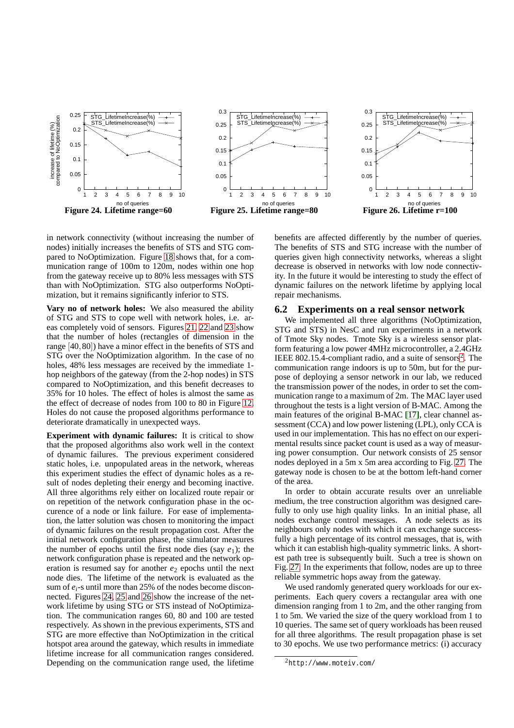Figure 24. Lifetime range=60

Figure 25. Lifetime range=80

Figure 26. Lifetime r=100

in network connectivity (without increasing the number of nodes) initially increases the benefits of STS and STG compared to NoOptimization. Figure 18 shows that, for a communication range of 100m to 120m, nodes within one hop from the gateway receive up to 80% less messages with STS than with NoOptimization. STG also outperforms NoOptimization, but it remains significantly inferior to STS.

**Vary no of network holes:** We also measured the ability of STG and STS to cope well with network holes, i.e. areas completely void of sensors. Figures 21, 22 and 23 show that the number of holes (rectangles of dimension in the range $[40,80]$) have a minor effect in the benefits of STS and STG over the NoOptimization algorithm. In the case of no holes, 48% less messages are received by the immediate 1-hop neighbors of the gateway (from the 2-hop nodes) in STS compared to NoOptimization, and this benefit decreases to 35% for 10 holes. The effect of holes is almost the same as the effect of decrease of nodes from 100 to 80 in Figure 12. Holes do not cause the proposed algorithms performance to deteriorate dramatically in unexpected ways.

**Experiment with dynamic failures:** It is critical to show that the proposed algorithms also work well in the context of dynamic failures. The previous experiment considered static holes, i.e. unpopulated areas in the network, whereas this experiment studies the effect of dynamic holes as a result of nodes depleting their energy and becoming inactive. All three algorithms rely either on localized route repair or on repetition of the network configuration phase in the occurence of a node or link failure. For ease of implementation, the latter solution was chosen to monitoring the impact of dynamic failures on the result propagation cost. After the initial network configuration phase, the simulator measures the number of epochs until the first node dies (say $e_1$); the network configuration phase is repeated and the network operation is resumed say for another $e_2$ epochs until the next node dies. The lifetime of the network is evaluated as the sum of $e_i$-s until more than 25% of the nodes become disconnected. Figures 24, 25 and 26 show the increase of the network lifetime by using STG or STS instead of NoOptimization. The communication ranges 60, 80 and 100 are tested respectively. As shown in the previous experiments, STS and STG are more effective than NoOptimization in the critical hotspot area around the gateway, which results in immediate lifetime increase for all communication ranges considered. Depending on the communication range used, the lifetime benefits are affected differently by the number of queries. The benefits of STS and STG increase with the number of queries given high connectivity networks, whereas a slight decrease is observed in networks with low node connectivity. In the future it would be interesting to study the effect of dynamic failures on the network lifetime by applying local repair mechanisms.

## 6.2 Experiments on a real sensor network

We implemented all three algorithms (NoOptimization, STG and STS) in NesC and run experiments in a network of Tmote Sky nodes. Tmote Sky is a wireless sensor platform featuring a low power 4MHz microcontroller, a 2.4GHz IEEE 802.15.4-compliant radio, and a suite of sensors[2]. The communication range indoors is up to 50m, but for the purpose of deploying a sensor network in our lab, we reduced the transmission power of the nodes, in order to set the communication range to a maximum of 2m. The MAC layer used throughout the tests is a light version of B-MAC. Among the main features of the original B-MAC [17], clear channel assessment (CCA) and low power listening (LPL), only CCA is used in our implementation. This has no effect on our experimental results since packet count is used as a way of measuring power consumption. Our network consists of 25 sensor nodes deployed in a 5m x 5m area according to Fig. 27. The gateway node is chosen to be at the bottom left-hand corner of the area.

In order to obtain accurate results over an unreliable medium, the tree construction algorithm was designed carefully to only use high quality links. In an initial phase, all nodes exchange control messages. A node selects as its neighbours only nodes with which it can exchange successfully a high percentage of its control messages, that is, with which it can establish high-quality symmetric links. A shortest path tree is subsequently built. Such a tree is shown on Fig. 27. In the experiments that follow, nodes are up to three reliable symmetric hops away from the gateway.

We used randomly generated query workloads for our experiments. Each query covers a rectangular area with one dimension ranging from 1 to 2m, and the other ranging from 1 to 5m. We varied the size of the query workload from 1 to 10 queries. The same set of query workloads has been reused for all three algorithms. The result propagation phase is set to 30 epochs. We use two performance metrics: (i) accuracy

[2] http://www.moteiv.com/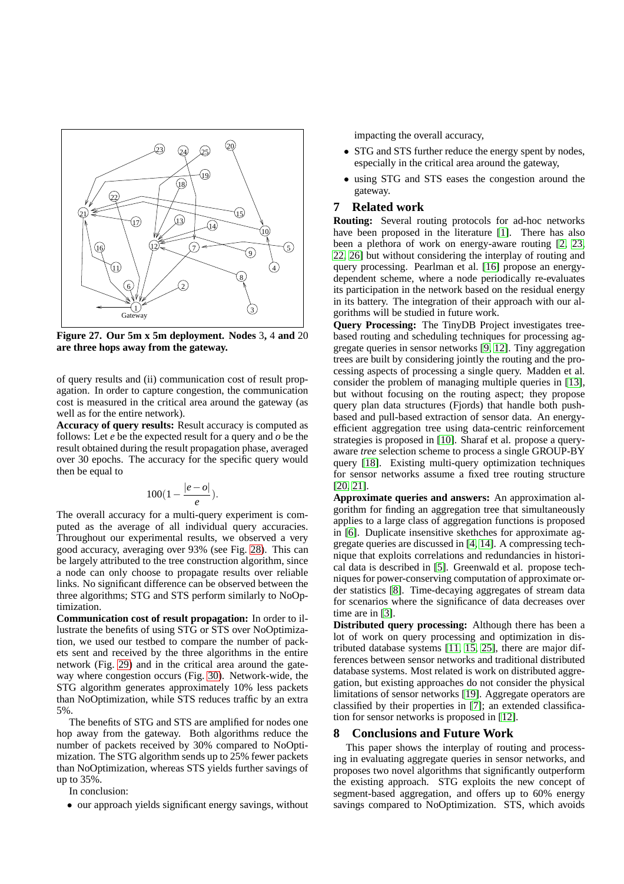Figure 27. Our 5m x 5m deployment. Nodes 3, 4 and 20 are three hops away from the gateway.

of query results and (ii) communication cost of result propagation. In order to capture congestion, the communication cost is measured in the critical area around the gateway (as well as for the entire network).

**Accuracy of query results:** Result accuracy is computed as follows: Let $e$ be the expected result for a query and $o$ be the result obtained during the result propagation phase, averaged over 30 epochs. The accuracy for the specific query would then be equal to

$$100\left(1-\frac{|e-o|}{e}\right).$$

The overall accuracy for a multi-query experiment is computed as the average of all individual query accuracies. Throughout our experimental results, we observed a very good accuracy, averaging over 93% (see Fig. 28). This can be largely attributed to the tree construction algorithm, since a node can only choose to propagate results over reliable links. No significant difference can be observed between the three algorithms; STG and STS perform similarly to NoOptimization.

**Communication cost of result propagation:** In order to illustrate the benefits of using STG or STS over NoOptimization, we used our testbed to compare the number of packets sent and received by the three algorithms in the entire network (Fig. 29) and in the critical area around the gateway where congestion occurs (Fig. 30). Network-wide, the STG algorithm generates approximately 10% less packets than NoOptimization, while STS reduces traffic by an extra 5%.

The benefits of STG and STS are amplified for nodes one hop away from the gateway. Both algorithms reduce the number of packets received by 30% compared to NoOptimization. The STG algorithm sends up to 25% fewer packets than NoOptimization, whereas STS yields further savings of up to 35%.

In conclusion:

- our approach yields significant energy savings, without impacting the overall accuracy,
- STG and STS further reduce the energy spent by nodes, especially in the critical area around the gateway,
- using STG and STS eases the congestion around the gateway.

## 7 Related work

**Routing:** Several routing protocols for ad-hoc networks have been proposed in the literature [1]. There has also been a plethora of work on energy-aware routing [2, 23, 22, 26] but without considering the interplay of routing and query processing. Pearlman et al. [16] propose an energy-dependent scheme, where a node periodically re-evaluates its participation in the network based on the residual energy in its battery. The integration of their approach with our algorithms will be studied in future work.

**Query Processing:** The TinyDB Project investigates tree-based routing and scheduling techniques for processing aggregate queries in sensor networks [9, 12]. Tiny aggregation trees are built by considering jointly the routing and the processing aspects of processing a single query. Madden et al. consider the problem of managing multiple queries in [13], but without focusing on the routing aspect; they propose query plan data structures (Fjords) that handle both push-based and pull-based extraction of sensor data. An energy-efficient aggregation tree using data-centric reinforcement strategies is proposed in [10]. Sharaf et al. propose a query-aware *tree* selection scheme to process a single GROUP-BY query [18]. Existing multi-query optimization techniques for sensor networks assume a fixed tree routing structure [20, 21].

**Approximate queries and answers:** An approximation algorithm for finding an aggregation tree that simultaneously applies to a large class of aggregation functions is proposed in [6]. Duplicate insensitive skethches for approximate aggregate queries are discussed in [4, 14]. A compressing technique that exploits correlations and redundancies in historical data is described in [5]. Greenwald et al. propose techniques for power-conserving computation of approximate order statistics [8]. Time-decaying aggregates of stream data for scenarios where the significance of data decreases over time are in [3].

**Distributed query processing:** Although there has been a lot of work on query processing and optimization in distributed database systems [11, 15, 25], there are major differences between sensor networks and traditional distributed database systems. Most related is work on distributed aggregation, but existing approaches do not consider the physical limitations of sensor networks [19]. Aggregate operators are classified by their properties in [7]; an extended classification for sensor networks is proposed in [12].

## 8 Conclusions and Future Work

This paper shows the interplay of routing and processing in evaluating aggregate queries in sensor networks, and proposes two novel algorithms that significantly outperform the existing approach. STG exploits the new concept of segment-based aggregation, and offers up to 60% energy savings compared to NoOptimization. STS, which avoids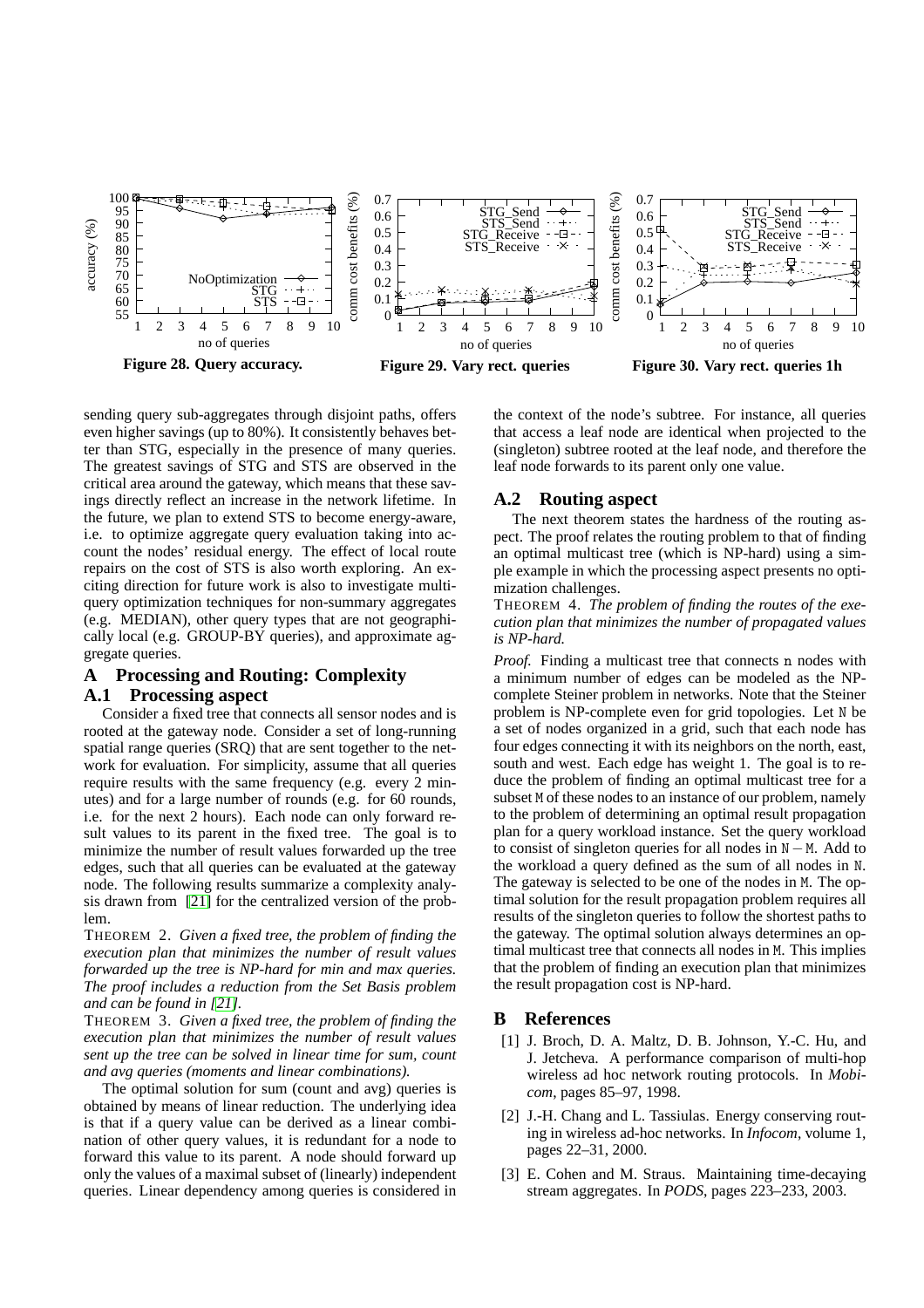Figure 28. Query accuracy.

Figure 29. Vary rect. queries

Figure 30. Vary rect. queries 1h

sending query sub-aggregates through disjoint paths, offers even higher savings (up to 80%). It consistently behaves better than STG, especially in the presence of many queries. The greatest savings of STG and STS are observed in the critical area around the gateway, which means that these savings directly reflect an increase in the network lifetime. In the future, we plan to extend STS to become energy-aware, i.e. to optimize aggregate query evaluation taking into account the nodes' residual energy. The effect of local route repairs on the cost of STS is also worth exploring. An exciting direction for future work is also to investigate multi-query optimization techniques for non-summary aggregates (e.g. MEDIAN), other query types that are not geographically local (e.g. GROUP-BY queries), and approximate aggregate queries.

# A Processing and Routing: Complexity

## A.1 Processing aspect

Consider a fixed tree that connects all sensor nodes and is rooted at the gateway node. Consider a set of long-running spatial range queries (SRQ) that are sent together to the network for evaluation. For simplicity, assume that all queries require results with the same frequency (e.g. every 2 minutes) and for a large number of rounds (e.g. for 60 rounds, i.e. for the next 2 hours). Each node can only forward result values to its parent in the fixed tree. The goal is to minimize the number of result values forwarded up the tree edges, such that all queries can be evaluated at the gateway node. The following results summarize a complexity analysis drawn from [21] for the centralized version of the problem.

THEOREM 2. *Given a fixed tree, the problem of finding the execution plan that minimizes the number of result values forwarded up the tree is NP-hard for min and max queries. The proof includes a reduction from the Set Basis problem and can be found in [21].*

THEOREM 3. *Given a fixed tree, the problem of finding the execution plan that minimizes the number of result values sent up the tree can be solved in linear time for sum, count and avg queries (moments and linear combinations).*

The optimal solution for sum (count and avg) queries is obtained by means of linear reduction. The underlying idea is that if a query value can be derived as a linear combination of other query values, it is redundant for a node to forward this value to its parent. A node should forward up only the values of a maximal subset of (linearly) independent queries. Linear dependency among queries is considered in the context of the node's subtree. For instance, all queries that access a leaf node are identical when projected to the (singleton) subtree rooted at the leaf node, and therefore the leaf node forwards to its parent only one value.

## A.2 Routing aspect

The next theorem states the hardness of the routing aspect. The proof relates the routing problem to that of finding an optimal multicast tree (which is NP-hard) using a simple example in which the processing aspect presents no optimization challenges.

THEOREM 4. *The problem of finding the routes of the execution plan that minimizes the number of propagated values is NP-hard.*

*Proof.* Finding a multicast tree that connects n nodes with a minimum number of edges can be modeled as the NP-complete Steiner problem in networks. Note that the Steiner problem is NP-complete even for grid topologies. Let N be a set of nodes organized in a grid, such that each node has four edges connecting it with its neighbors on the north, east, south and west. Each edge has weight 1. The goal is to reduce the problem of finding an optimal multicast tree for a subset M of these nodes to an instance of our problem, namely to the problem of determining an optimal result propagation plan for a query workload instance. Set the query workload to consist of singleton queries for all nodes in $N - M$. Add to the workload a query defined as the sum of all nodes in N. The gateway is selected to be one of the nodes in M. The optimal solution for the result propagation problem requires all results of the singleton queries to follow the shortest paths to the gateway. The optimal solution always determines an optimal multicast tree that connects all nodes in M. This implies that the problem of finding an execution plan that minimizes the result propagation cost is NP-hard.

# B References

[1] J. Broch, D. A. Maltz, D. B. Johnson, Y.-C. Hu, and J. Jetcheva. A performance comparison of multi-hop wireless ad hoc network routing protocols. In *Mobicom*, pages 85–97, 1998.

[2] J.-H. Chang and L. Tassiulas. Energy conserving routing in wireless ad-hoc networks. In *Infocom*, volume 1, pages 22–31, 2000.

[3] E. Cohen and M. Straus. Maintaining time-decaying stream aggregates. In *PODS*, pages 223–233, 2003.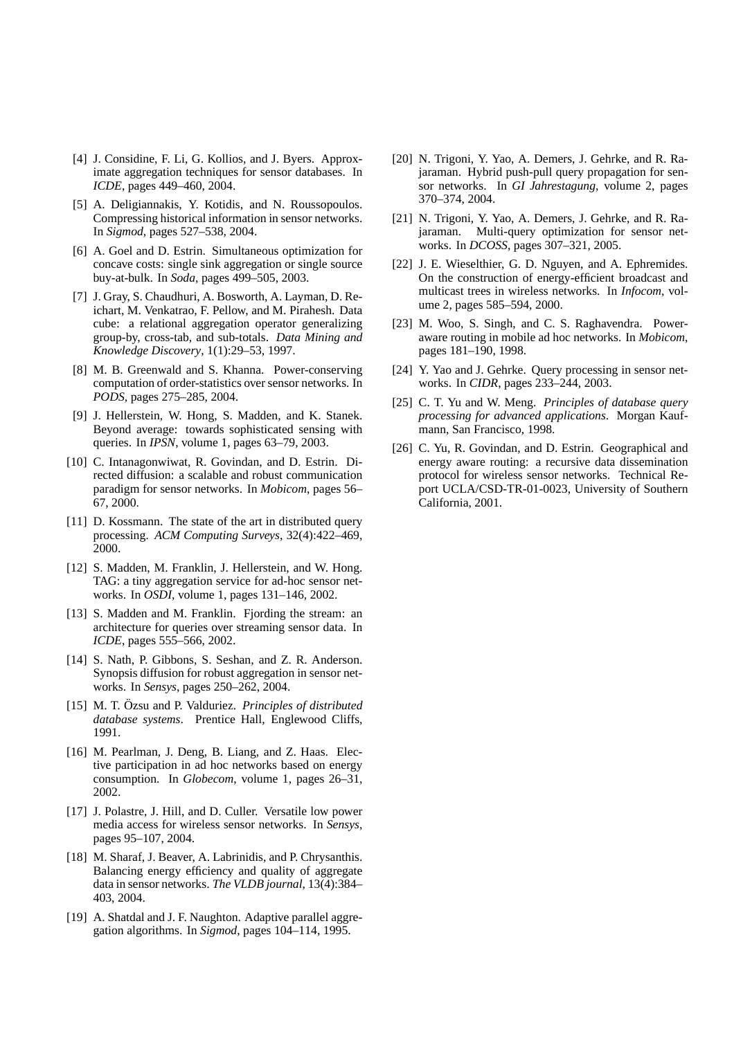[4] J. Considine, F. Li, G. Kollios, and J. Byers. Approximate aggregation techniques for sensor databases. In *ICDE*, pages 449–460, 2004.

[5] A. Deligiannakis, Y. Kotidis, and N. Roussopoulos. Compressing historical information in sensor networks. In *Sigmod*, pages 527–538, 2004.

[6] A. Goel and D. Estrin. Simultaneous optimization for concave costs: single sink aggregation or single source buy-at-bulk. In *Soda*, pages 499–505, 2003.

[7] J. Gray, S. Chaudhuri, A. Bosworth, A. Layman, D. Reichart, M. Venkatrao, F. Pellow, and M. Pirahesh. Data cube: a relational aggregation operator generalizing group-by, cross-tab, and sub-totals. *Data Mining and Knowledge Discovery*, 1(1):29–53, 1997.

[8] M. B. Greenwald and S. Khanna. Power-conserving computation of order-statistics over sensor networks. In *PODS*, pages 275–285, 2004.

[9] J. Hellerstein, W. Hong, S. Madden, and K. Stanek. Beyond average: towards sophisticated sensing with queries. In *IPSN*, volume 1, pages 63–79, 2003.

[10] C. Intanagonwiwat, R. Govindan, and D. Estrin. Directed diffusion: a scalable and robust communication paradigm for sensor networks. In *Mobicom*, pages 56–67, 2000.

[11] D. Kossmann. The state of the art in distributed query processing. *ACM Computing Surveys*, 32(4):422–469, 2000.

[12] S. Madden, M. Franklin, J. Hellerstein, and W. Hong. TAG: a tiny aggregation service for ad-hoc sensor networks. In *OSDI*, volume 1, pages 131–146, 2002.

[13] S. Madden and M. Franklin. Fjording the stream: an architecture for queries over streaming sensor data. In *ICDE*, pages 555–566, 2002.

[14] S. Nath, P. Gibbons, S. Seshan, and Z. R. Anderson. Synopsis diffusion for robust aggregation in sensor networks. In *Sensys*, pages 250–262, 2004.

[15] M. T. Özsu and P. Valduriez. *Principles of distributed database systems*. Prentice Hall, Englewood Cliffs, 1991.

[16] M. Pearlman, J. Deng, B. Liang, and Z. Haas. Elective participation in ad hoc networks based on energy consumption. In *Globecom*, volume 1, pages 26–31, 2002.

[17] J. Polastre, J. Hill, and D. Culler. Versatile low power media access for wireless sensor networks. In *Sensys*, pages 95–107, 2004.

[18] M. Sharaf, J. Beaver, A. Labrinidis, and P. Chrysanthis. Balancing energy efficiency and quality of aggregate data in sensor networks. *The VLDB journal*, 13(4):384–403, 2004.

[19] A. Shatdal and J. F. Naughton. Adaptive parallel aggregation algorithms. In *Sigmod*, pages 104–114, 1995.

[20] N. Trigoni, Y. Yao, A. Demers, J. Gehrke, and R. Rajaraman. Hybrid push-pull query propagation for sensor networks. In *GI Jahrestagung*, volume 2, pages 370–374, 2004.

[21] N. Trigoni, Y. Yao, A. Demers, J. Gehrke, and R. Rajaraman. Multi-query optimization for sensor networks. In *DCOSS*, pages 307–321, 2005.

[22] J. E. Wieselthier, G. D. Nguyen, and A. Ephremides. On the construction of energy-efficient broadcast and multicast trees in wireless networks. In *Infocom*, volume 2, pages 585–594, 2000.

[23] M. Woo, S. Singh, and C. S. Raghavendra. Power-aware routing in mobile ad hoc networks. In *Mobicom*, pages 181–190, 1998.

[24] Y. Yao and J. Gehrke. Query processing in sensor networks. In *CIDR*, pages 233–244, 2003.

[25] C. T. Yu and W. Meng. *Principles of database query processing for advanced applications*. Morgan Kaufmann, San Francisco, 1998.

[26] C. Yu, R. Govindan, and D. Estrin. Geographical and energy aware routing: a recursive data dissemination protocol for wireless sensor networks. Technical Report UCLA/CSD-TR-01-0023, University of Southern California, 2001.